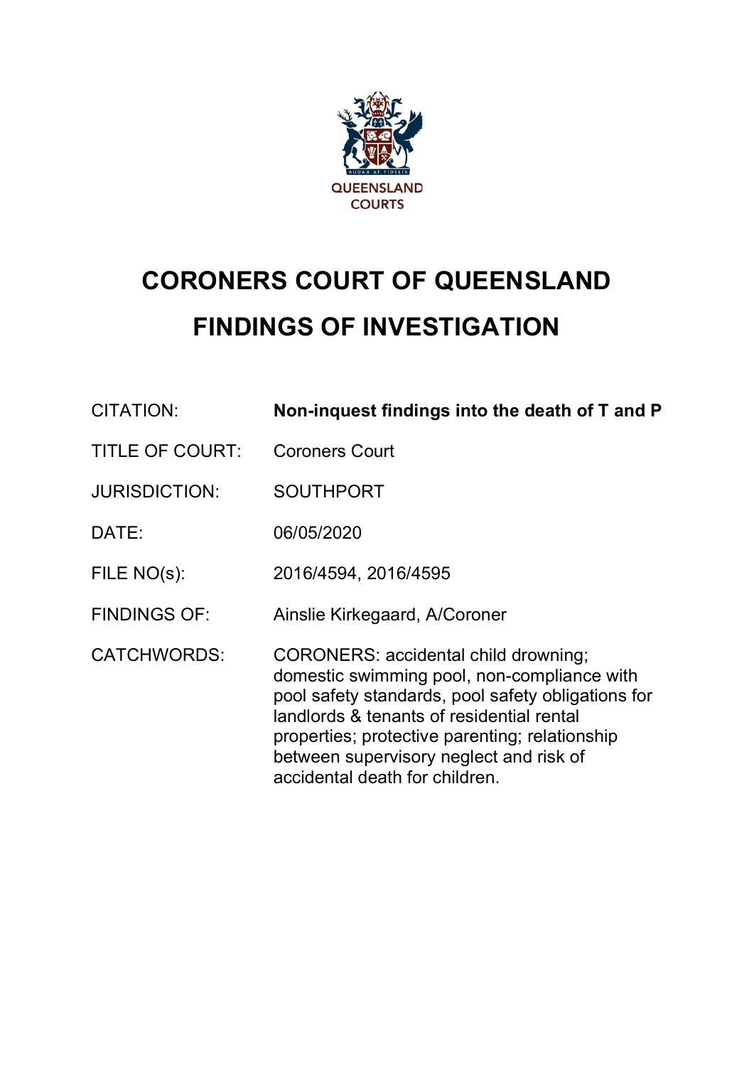QUEENSLAND COURTS

# CORONERS COURT OF QUEENSLAND FINDINGS OF INVESTIGATION

| | |
|---|---|
| CITATION: | **Non-inquest findings into the death of T and P** |
| TITLE OF COURT: | Coroners Court |
| JURISDICTION: | SOUTHPORT |
| DATE: | 06/05/2020 |
| FILE NO(s): | 2016/4594, 2016/4595 |
| FINDINGS OF: | Ainslie Kirkegaard, A/Coroner |
| CATCHWORDS: | CORONERS: accidental child drowning; domestic swimming pool, non-compliance with pool safety standards, pool safety obligations for landlords & tenants of residential rental properties; protective parenting; relationship between supervisory neglect and risk of accidental death for children. |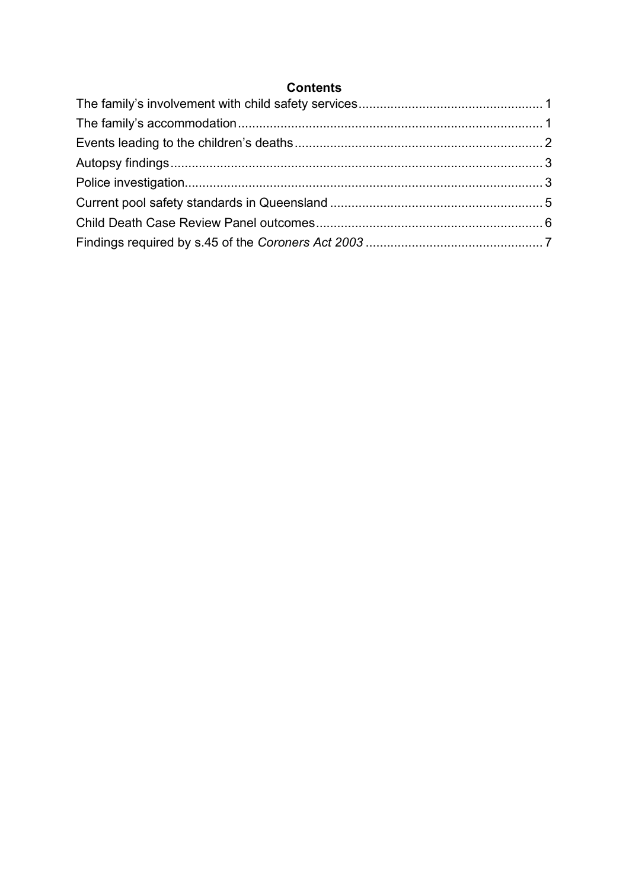## Contents

The family's involvement with child safety services .................................................... 1
The family's accommodation ..................................................................................... 1
Events leading to the children's deaths ...................................................................... 2
Autopsy findings ......................................................................................................... 3
Police investigation ..................................................................................................... 3
Current pool safety standards in Queensland ............................................................ 5
Child Death Case Review Panel outcomes ................................................................ 6
Findings required by s.45 of the *Coroners Act 2003* ................................................. 7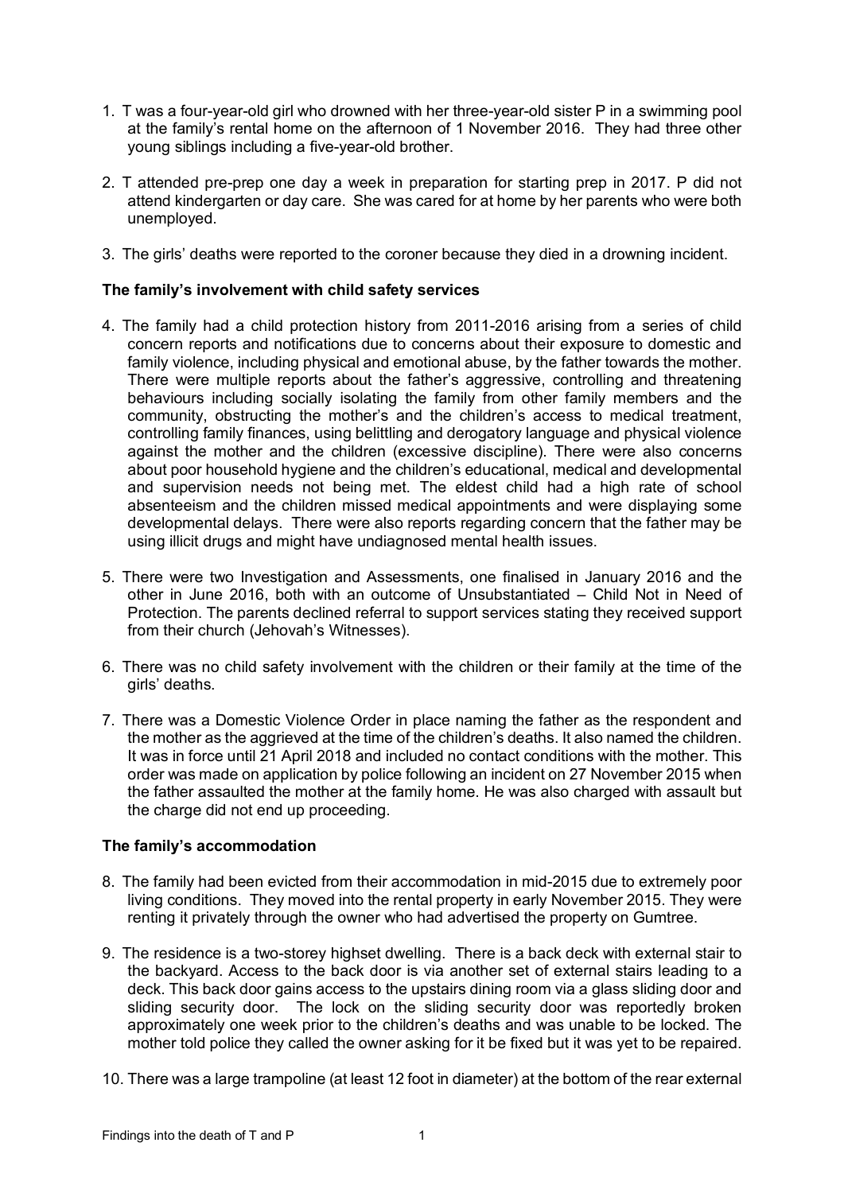1. T was a four-year-old girl who drowned with her three-year-old sister P in a swimming pool at the family's rental home on the afternoon of 1 November 2016. They had three other young siblings including a five-year-old brother.

2. T attended pre-prep one day a week in preparation for starting prep in 2017. P did not attend kindergarten or day care. She was cared for at home by her parents who were both unemployed.

3. The girls' deaths were reported to the coroner because they died in a drowning incident.

**The family's involvement with child safety services**

4. The family had a child protection history from 2011-2016 arising from a series of child concern reports and notifications due to concerns about their exposure to domestic and family violence, including physical and emotional abuse, by the father towards the mother. There were multiple reports about the father's aggressive, controlling and threatening behaviours including socially isolating the family from other family members and the community, obstructing the mother's and the children's access to medical treatment, controlling family finances, using belittling and derogatory language and physical violence against the mother and the children (excessive discipline). There were also concerns about poor household hygiene and the children's educational, medical and developmental and supervision needs not being met. The eldest child had a high rate of school absenteeism and the children missed medical appointments and were displaying some developmental delays. There were also reports regarding concern that the father may be using illicit drugs and might have undiagnosed mental health issues.

5. There were two Investigation and Assessments, one finalised in January 2016 and the other in June 2016, both with an outcome of Unsubstantiated – Child Not in Need of Protection. The parents declined referral to support services stating they received support from their church (Jehovah's Witnesses).

6. There was no child safety involvement with the children or their family at the time of the girls' deaths.

7. There was a Domestic Violence Order in place naming the father as the respondent and the mother as the aggrieved at the time of the children's deaths. It also named the children. It was in force until 21 April 2018 and included no contact conditions with the mother. This order was made on application by police following an incident on 27 November 2015 when the father assaulted the mother at the family home. He was also charged with assault but the charge did not end up proceeding.

**The family's accommodation**

8. The family had been evicted from their accommodation in mid-2015 due to extremely poor living conditions. They moved into the rental property in early November 2015. They were renting it privately through the owner who had advertised the property on Gumtree.

9. The residence is a two-storey highset dwelling. There is a back deck with external stair to the backyard. Access to the back door is via another set of external stairs leading to a deck. This back door gains access to the upstairs dining room via a glass sliding door and sliding security door. The lock on the sliding security door was reportedly broken approximately one week prior to the children's deaths and was unable to be locked. The mother told police they called the owner asking for it be fixed but it was yet to be repaired.

10. There was a large trampoline (at least 12 foot in diameter) at the bottom of the rear external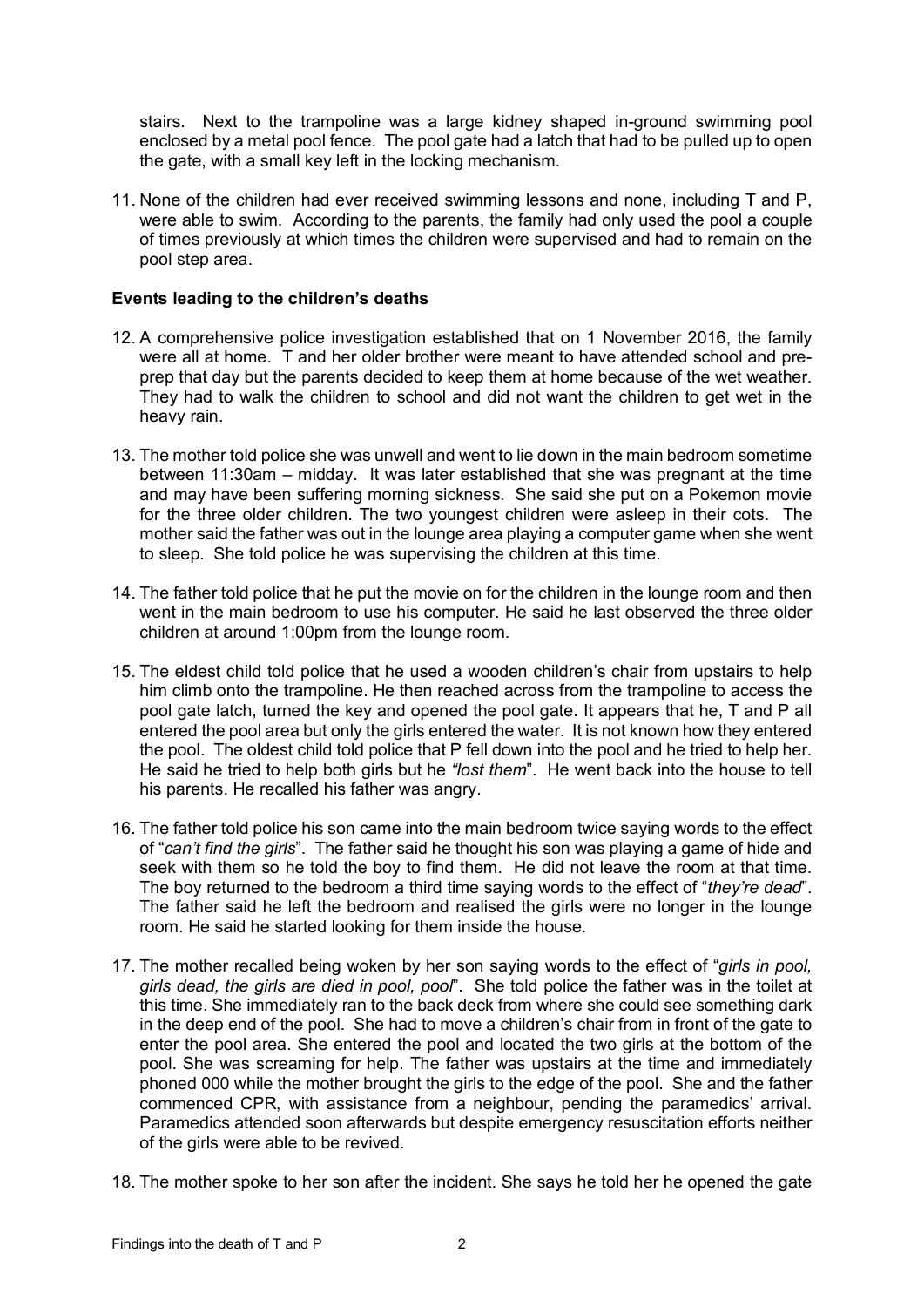stairs. Next to the trampoline was a large kidney shaped in-ground swimming pool enclosed by a metal pool fence. The pool gate had a latch that had to be pulled up to open the gate, with a small key left in the locking mechanism.

11. None of the children had ever received swimming lessons and none, including T and P, were able to swim. According to the parents, the family had only used the pool a couple of times previously at which times the children were supervised and had to remain on the pool step area.

**Events leading to the children's deaths**

12. A comprehensive police investigation established that on 1 November 2016, the family were all at home. T and her older brother were meant to have attended school and pre-prep that day but the parents decided to keep them at home because of the wet weather. They had to walk the children to school and did not want the children to get wet in the heavy rain.

13. The mother told police she was unwell and went to lie down in the main bedroom sometime between 11:30am – midday. It was later established that she was pregnant at the time and may have been suffering morning sickness. She said she put on a Pokemon movie for the three older children. The two youngest children were asleep in their cots. The mother said the father was out in the lounge area playing a computer game when she went to sleep. She told police he was supervising the children at this time.

14. The father told police that he put the movie on for the children in the lounge room and then went in the main bedroom to use his computer. He said he last observed the three older children at around 1:00pm from the lounge room.

15. The eldest child told police that he used a wooden children's chair from upstairs to help him climb onto the trampoline. He then reached across from the trampoline to access the pool gate latch, turned the key and opened the pool gate. It appears that he, T and P all entered the pool area but only the girls entered the water. It is not known how they entered the pool. The oldest child told police that P fell down into the pool and he tried to help her. He said he tried to help both girls but he *"lost them"*. He went back into the house to tell his parents. He recalled his father was angry.

16. The father told police his son came into the main bedroom twice saying words to the effect of "*can't find the girls*". The father said he thought his son was playing a game of hide and seek with them so he told the boy to find them. He did not leave the room at that time. The boy returned to the bedroom a third time saying words to the effect of "*they're dead*". The father said he left the bedroom and realised the girls were no longer in the lounge room. He said he started looking for them inside the house.

17. The mother recalled being woken by her son saying words to the effect of "*girls in pool, girls dead, the girls are died in pool, pool*". She told police the father was in the toilet at this time. She immediately ran to the back deck from where she could see something dark in the deep end of the pool. She had to move a children's chair from in front of the gate to enter the pool area. She entered the pool and located the two girls at the bottom of the pool. She was screaming for help. The father was upstairs at the time and immediately phoned 000 while the mother brought the girls to the edge of the pool. She and the father commenced CPR, with assistance from a neighbour, pending the paramedics' arrival. Paramedics attended soon afterwards but despite emergency resuscitation efforts neither of the girls were able to be revived.

18. The mother spoke to her son after the incident. She says he told her he opened the gate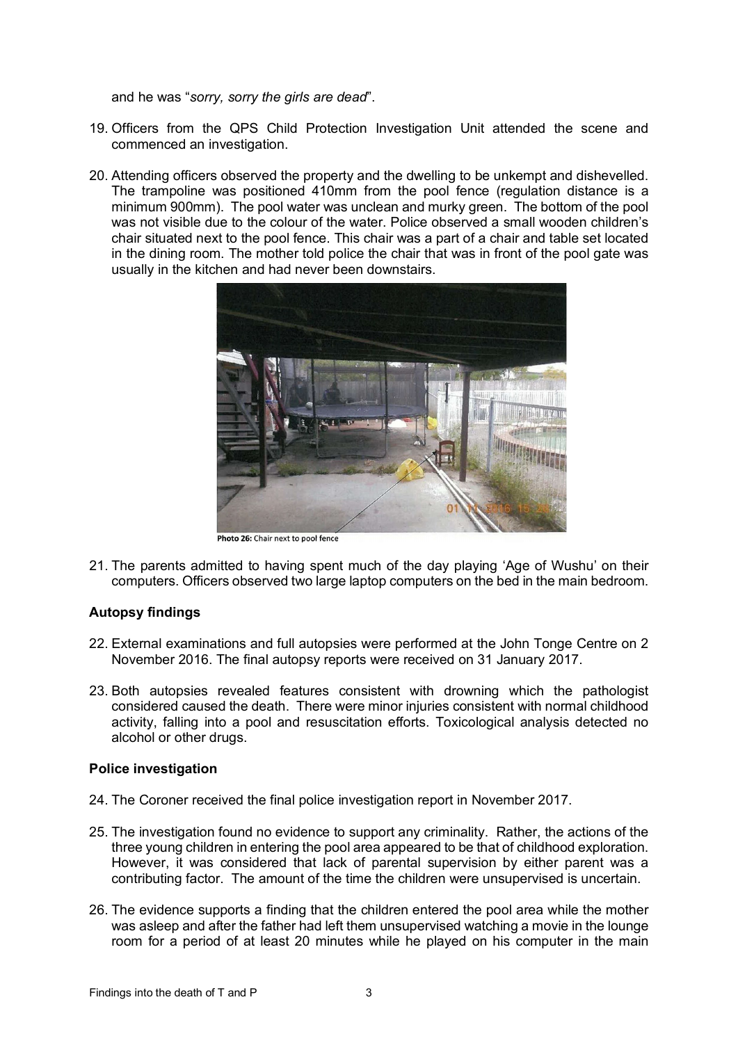and he was "*sorry, sorry the girls are dead*".

19. Officers from the QPS Child Protection Investigation Unit attended the scene and commenced an investigation.

20. Attending officers observed the property and the dwelling to be unkempt and dishevelled. The trampoline was positioned 410mm from the pool fence (regulation distance is a minimum 900mm). The pool water was unclean and murky green. The bottom of the pool was not visible due to the colour of the water. Police observed a small wooden children's chair situated next to the pool fence. This chair was a part of a chair and table set located in the dining room. The mother told police the chair that was in front of the pool gate was usually in the kitchen and had never been downstairs.

**Photo 26:** Chair next to pool fence

21. The parents admitted to having spent much of the day playing 'Age of Wushu' on their computers. Officers observed two large laptop computers on the bed in the main bedroom.

### Autopsy findings

22. External examinations and full autopsies were performed at the John Tonge Centre on 2 November 2016. The final autopsy reports were received on 31 January 2017.

23. Both autopsies revealed features consistent with drowning which the pathologist considered caused the death. There were minor injuries consistent with normal childhood activity, falling into a pool and resuscitation efforts. Toxicological analysis detected no alcohol or other drugs.

### Police investigation

24. The Coroner received the final police investigation report in November 2017.

25. The investigation found no evidence to support any criminality. Rather, the actions of the three young children in entering the pool area appeared to be that of childhood exploration. However, it was considered that lack of parental supervision by either parent was a contributing factor. The amount of the time the children were unsupervised is uncertain.

26. The evidence supports a finding that the children entered the pool area while the mother was asleep and after the father had left them unsupervised watching a movie in the lounge room for a period of at least 20 minutes while he played on his computer in the main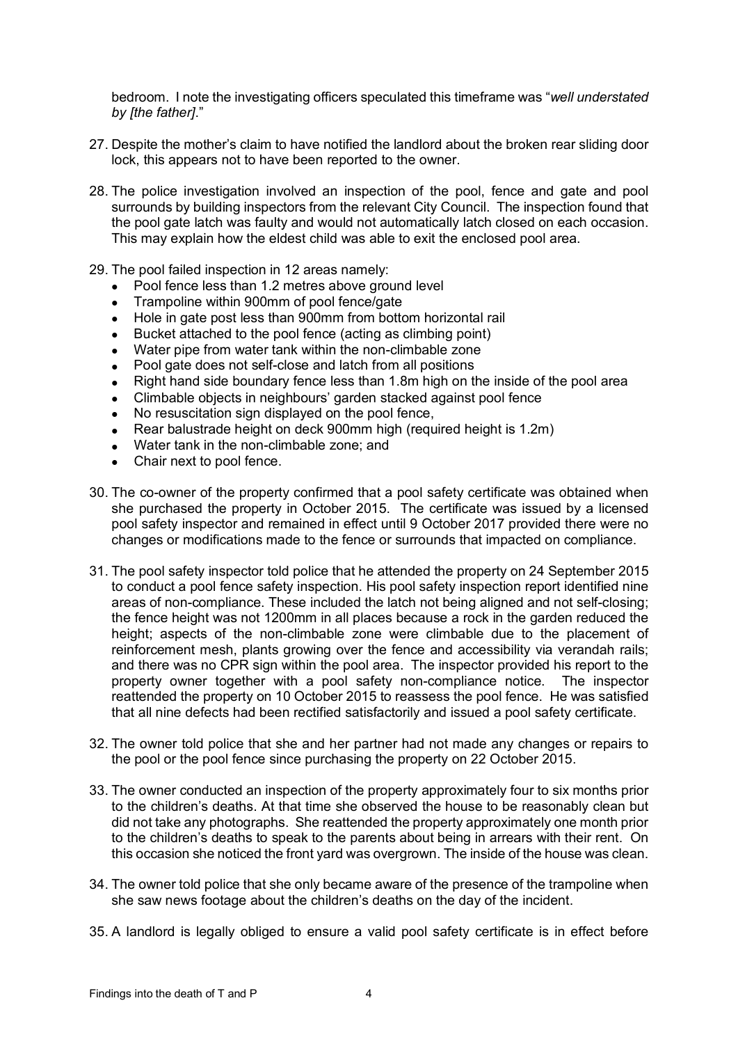bedroom. I note the investigating officers speculated this timeframe was "*well understated by [the father]*."

27. Despite the mother's claim to have notified the landlord about the broken rear sliding door lock, this appears not to have been reported to the owner.

28. The police investigation involved an inspection of the pool, fence and gate and pool surrounds by building inspectors from the relevant City Council. The inspection found that the pool gate latch was faulty and would not automatically latch closed on each occasion. This may explain how the eldest child was able to exit the enclosed pool area.

29. The pool failed inspection in 12 areas namely:
    - Pool fence less than 1.2 metres above ground level
    - Trampoline within 900mm of pool fence/gate
    - Hole in gate post less than 900mm from bottom horizontal rail
    - Bucket attached to the pool fence (acting as climbing point)
    - Water pipe from water tank within the non-climbable zone
    - Pool gate does not self-close and latch from all positions
    - Right hand side boundary fence less than 1.8m high on the inside of the pool area
    - Climbable objects in neighbours' garden stacked against pool fence
    - No resuscitation sign displayed on the pool fence,
    - Rear balustrade height on deck 900mm high (required height is 1.2m)
    - Water tank in the non-climbable zone; and
    - Chair next to pool fence.

30. The co-owner of the property confirmed that a pool safety certificate was obtained when she purchased the property in October 2015. The certificate was issued by a licensed pool safety inspector and remained in effect until 9 October 2017 provided there were no changes or modifications made to the fence or surrounds that impacted on compliance.

31. The pool safety inspector told police that he attended the property on 24 September 2015 to conduct a pool fence safety inspection. His pool safety inspection report identified nine areas of non-compliance. These included the latch not being aligned and not self-closing; the fence height was not 1200mm in all places because a rock in the garden reduced the height; aspects of the non-climbable zone were climbable due to the placement of reinforcement mesh, plants growing over the fence and accessibility via verandah rails; and there was no CPR sign within the pool area. The inspector provided his report to the property owner together with a pool safety non-compliance notice. The inspector reattended the property on 10 October 2015 to reassess the pool fence. He was satisfied that all nine defects had been rectified satisfactorily and issued a pool safety certificate.

32. The owner told police that she and her partner had not made any changes or repairs to the pool or the pool fence since purchasing the property on 22 October 2015.

33. The owner conducted an inspection of the property approximately four to six months prior to the children's deaths. At that time she observed the house to be reasonably clean but did not take any photographs. She reattended the property approximately one month prior to the children's deaths to speak to the parents about being in arrears with their rent. On this occasion she noticed the front yard was overgrown. The inside of the house was clean.

34. The owner told police that she only became aware of the presence of the trampoline when she saw news footage about the children's deaths on the day of the incident.

35. A landlord is legally obliged to ensure a valid pool safety certificate is in effect before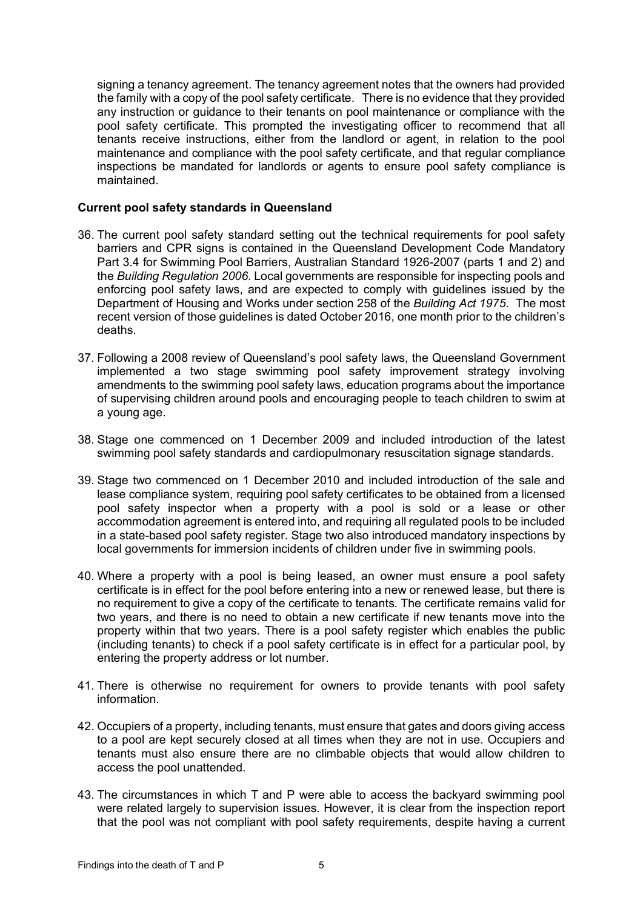signing a tenancy agreement. The tenancy agreement notes that the owners had provided the family with a copy of the pool safety certificate. There is no evidence that they provided any instruction or guidance to their tenants on pool maintenance or compliance with the pool safety certificate. This prompted the investigating officer to recommend that all tenants receive instructions, either from the landlord or agent, in relation to the pool maintenance and compliance with the pool safety certificate, and that regular compliance inspections be mandated for landlords or agents to ensure pool safety compliance is maintained.

**Current pool safety standards in Queensland**

36. The current pool safety standard setting out the technical requirements for pool safety barriers and CPR signs is contained in the Queensland Development Code Mandatory Part 3.4 for Swimming Pool Barriers, Australian Standard 1926-2007 (parts 1 and 2) and the *Building Regulation 2006*. Local governments are responsible for inspecting pools and enforcing pool safety laws, and are expected to comply with guidelines issued by the Department of Housing and Works under section 258 of the *Building Act 1975*. The most recent version of those guidelines is dated October 2016, one month prior to the children's deaths.

37. Following a 2008 review of Queensland's pool safety laws, the Queensland Government implemented a two stage swimming pool safety improvement strategy involving amendments to the swimming pool safety laws, education programs about the importance of supervising children around pools and encouraging people to teach children to swim at a young age.

38. Stage one commenced on 1 December 2009 and included introduction of the latest swimming pool safety standards and cardiopulmonary resuscitation signage standards.

39. Stage two commenced on 1 December 2010 and included introduction of the sale and lease compliance system, requiring pool safety certificates to be obtained from a licensed pool safety inspector when a property with a pool is sold or a lease or other accommodation agreement is entered into, and requiring all regulated pools to be included in a state-based pool safety register. Stage two also introduced mandatory inspections by local governments for immersion incidents of children under five in swimming pools.

40. Where a property with a pool is being leased, an owner must ensure a pool safety certificate is in effect for the pool before entering into a new or renewed lease, but there is no requirement to give a copy of the certificate to tenants. The certificate remains valid for two years, and there is no need to obtain a new certificate if new tenants move into the property within that two years. There is a pool safety register which enables the public (including tenants) to check if a pool safety certificate is in effect for a particular pool, by entering the property address or lot number.

41. There is otherwise no requirement for owners to provide tenants with pool safety information.

42. Occupiers of a property, including tenants, must ensure that gates and doors giving access to a pool are kept securely closed at all times when they are not in use. Occupiers and tenants must also ensure there are no climbable objects that would allow children to access the pool unattended.

43. The circumstances in which T and P were able to access the backyard swimming pool were related largely to supervision issues. However, it is clear from the inspection report that the pool was not compliant with pool safety requirements, despite having a current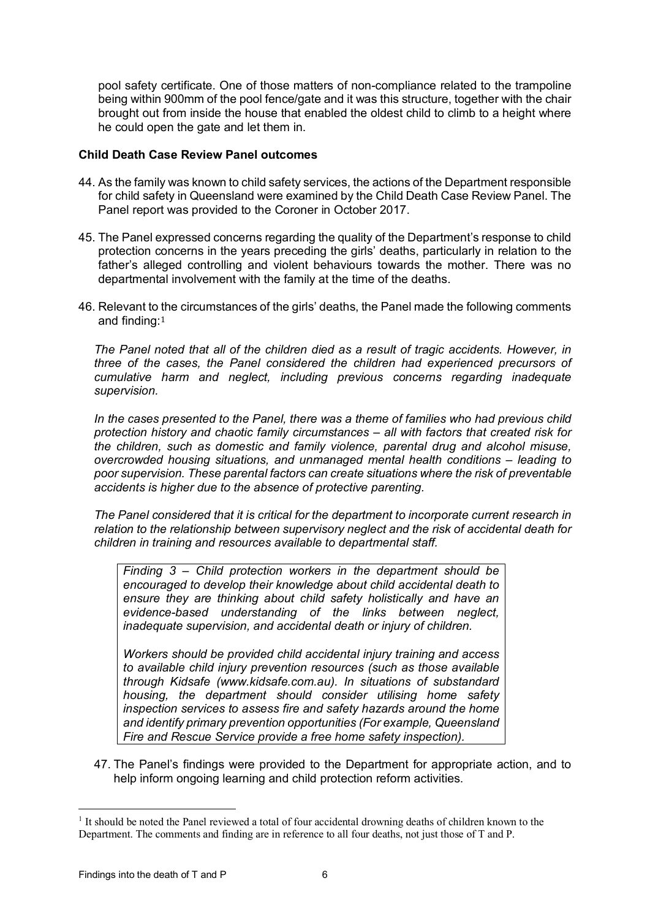pool safety certificate. One of those matters of non-compliance related to the trampoline being within 900mm of the pool fence/gate and it was this structure, together with the chair brought out from inside the house that enabled the oldest child to climb to a height where he could open the gate and let them in.

**Child Death Case Review Panel outcomes**

44. As the family was known to child safety services, the actions of the Department responsible for child safety in Queensland were examined by the Child Death Case Review Panel. The Panel report was provided to the Coroner in October 2017.

45. The Panel expressed concerns regarding the quality of the Department's response to child protection concerns in the years preceding the girls' deaths, particularly in relation to the father's alleged controlling and violent behaviours towards the mother. There was no departmental involvement with the family at the time of the deaths.

46. Relevant to the circumstances of the girls' deaths, the Panel made the following comments and finding:[1]

*The Panel noted that all of the children died as a result of tragic accidents. However, in three of the cases, the Panel considered the children had experienced precursors of cumulative harm and neglect, including previous concerns regarding inadequate supervision.*

*In the cases presented to the Panel, there was a theme of families who had previous child protection history and chaotic family circumstances – all with factors that created risk for the children, such as domestic and family violence, parental drug and alcohol misuse, overcrowded housing situations, and unmanaged mental health conditions – leading to poor supervision. These parental factors can create situations where the risk of preventable accidents is higher due to the absence of protective parenting.*

*The Panel considered that it is critical for the department to incorporate current research in relation to the relationship between supervisory neglect and the risk of accidental death for children in training and resources available to departmental staff.*

> *Finding 3 – Child protection workers in the department should be encouraged to develop their knowledge about child accidental death to ensure they are thinking about child safety holistically and have an evidence-based understanding of the links between neglect, inadequate supervision, and accidental death or injury of children.*
>
> *Workers should be provided child accidental injury training and access to available child injury prevention resources (such as those available through Kidsafe (www.kidsafe.com.au). In situations of substandard housing, the department should consider utilising home safety inspection services to assess fire and safety hazards around the home and identify primary prevention opportunities (For example, Queensland Fire and Rescue Service provide a free home safety inspection).*

47. The Panel's findings were provided to the Department for appropriate action, and to help inform ongoing learning and child protection reform activities.

---

[1] It should be noted the Panel reviewed a total of four accidental drowning deaths of children known to the Department. The comments and finding are in reference to all four deaths, not just those of T and P.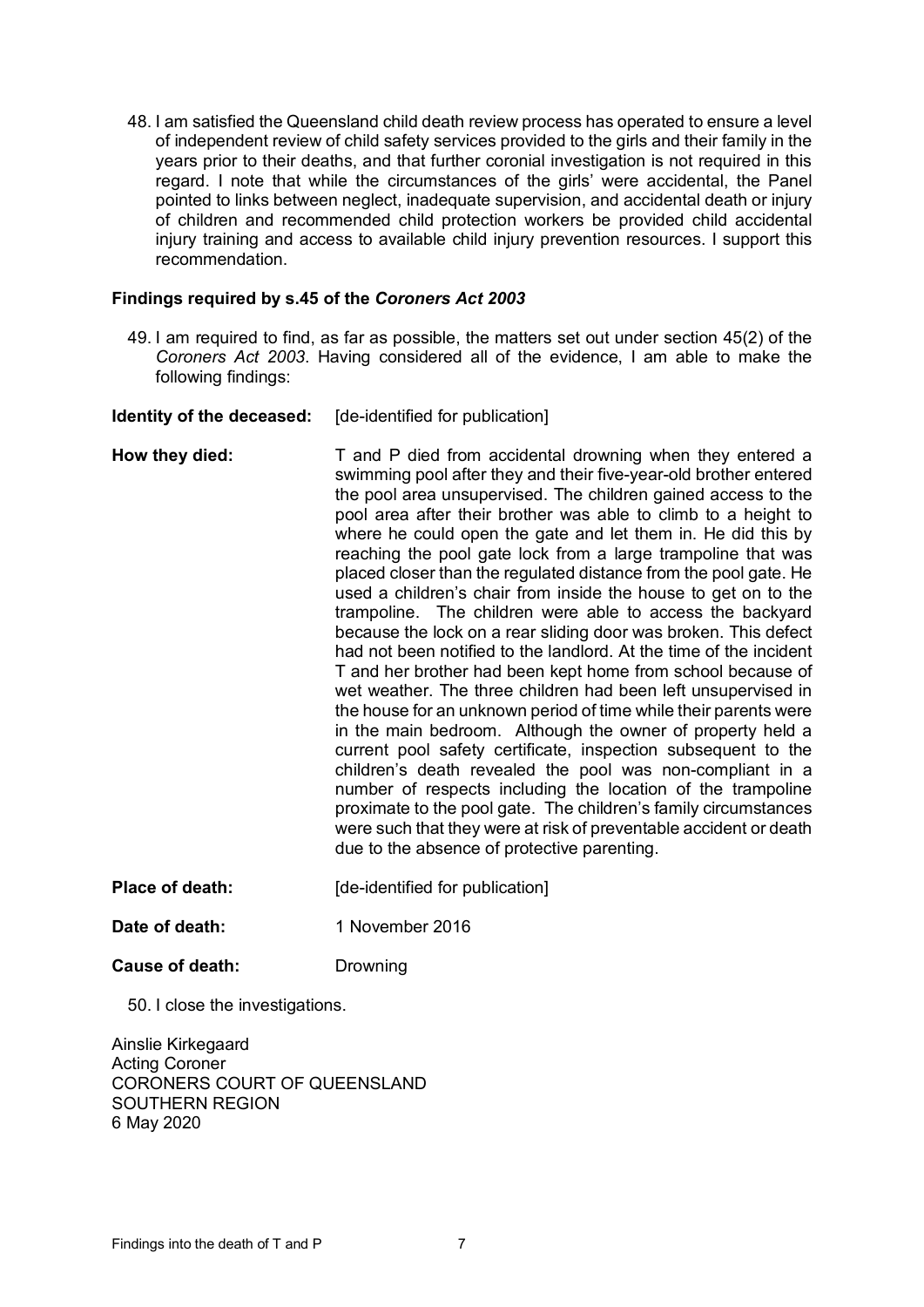48. I am satisfied the Queensland child death review process has operated to ensure a level of independent review of child safety services provided to the girls and their family in the years prior to their deaths, and that further coronial investigation is not required in this regard. I note that while the circumstances of the girls' were accidental, the Panel pointed to links between neglect, inadequate supervision, and accidental death or injury of children and recommended child protection workers be provided child accidental injury training and access to available child injury prevention resources. I support this recommendation.

**Findings required by s.45 of the *Coroners Act 2003***

49. I am required to find, as far as possible, the matters set out under section 45(2) of the *Coroners Act 2003*. Having considered all of the evidence, I am able to make the following findings:

**Identity of the deceased:** [de-identified for publication]

**How they died:** T and P died from accidental drowning when they entered a swimming pool after they and their five-year-old brother entered the pool area unsupervised. The children gained access to the pool area after their brother was able to climb to a height to where he could open the gate and let them in. He did this by reaching the pool gate lock from a large trampoline that was placed closer than the regulated distance from the pool gate. He used a children's chair from inside the house to get on to the trampoline. The children were able to access the backyard because the lock on a rear sliding door was broken. This defect had not been notified to the landlord. At the time of the incident T and her brother had been kept home from school because of wet weather. The three children had been left unsupervised in the house for an unknown period of time while their parents were in the main bedroom. Although the owner of property held a current pool safety certificate, inspection subsequent to the children's death revealed the pool was non-compliant in a number of respects including the location of the trampoline proximate to the pool gate. The children's family circumstances were such that they were at risk of preventable accident or death due to the absence of protective parenting.

**Place of death:** [de-identified for publication]

**Date of death:** 1 November 2016

**Cause of death:** Drowning

50. I close the investigations.

Ainslie Kirkegaard
Acting Coroner
CORONERS COURT OF QUEENSLAND
SOUTHERN REGION
6 May 2020